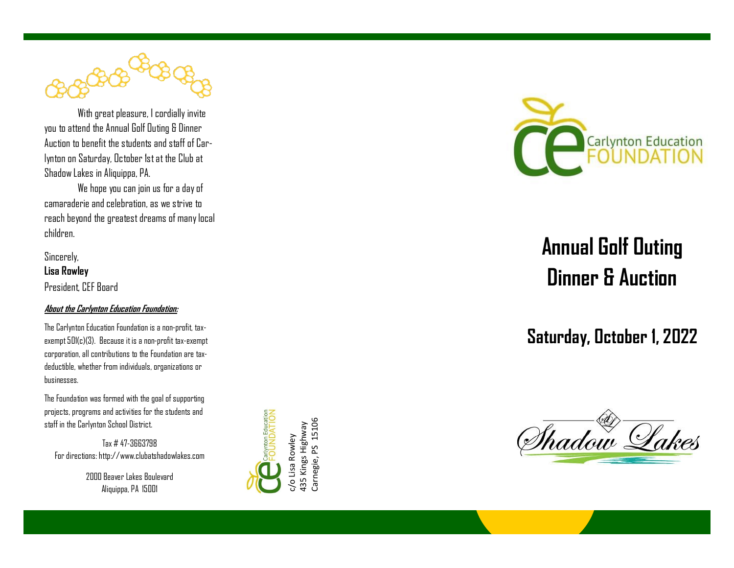With great pleasure, I cordially invite you to attend the Annual Golf Outing & Dinner Auction to benefit the students and staff of Carlynton on Saturday, October 1st at the Club at Shadow Lakes in Aliquippa, PA.

We hope you can join us for a day of camaraderie and celebration, as we strive to reach beyond the greatest dreams of many local children.

Sincerely,
**Lisa Rowley**
President, CEF Board

***About the Carlynton Education Foundation:***

The Carlynton Education Foundation is a non-profit, tax-exempt 501(c)(3). Because it is a non-profit tax-exempt corporation, all contributions to the Foundation are tax-deductible, whether from individuals, organizations or businesses.

The Foundation was formed with the goal of supporting projects, programs and activities for the students and staff in the Carlynton School District.

Tax # 47-3663798
For directions: http://www.clubatshadowlakes.com

2000 Beaver Lakes Boulevard
Aliquippa, PA 15001

Carlynton Education FOUNDATION
c/o Lisa Rowley
435 Kings Highway
Carnegie, PS 15106

Carlynton Education FOUNDATION

# Annual Golf Outing Dinner & Auction

## Saturday, October 1, 2022

Shadow Lakes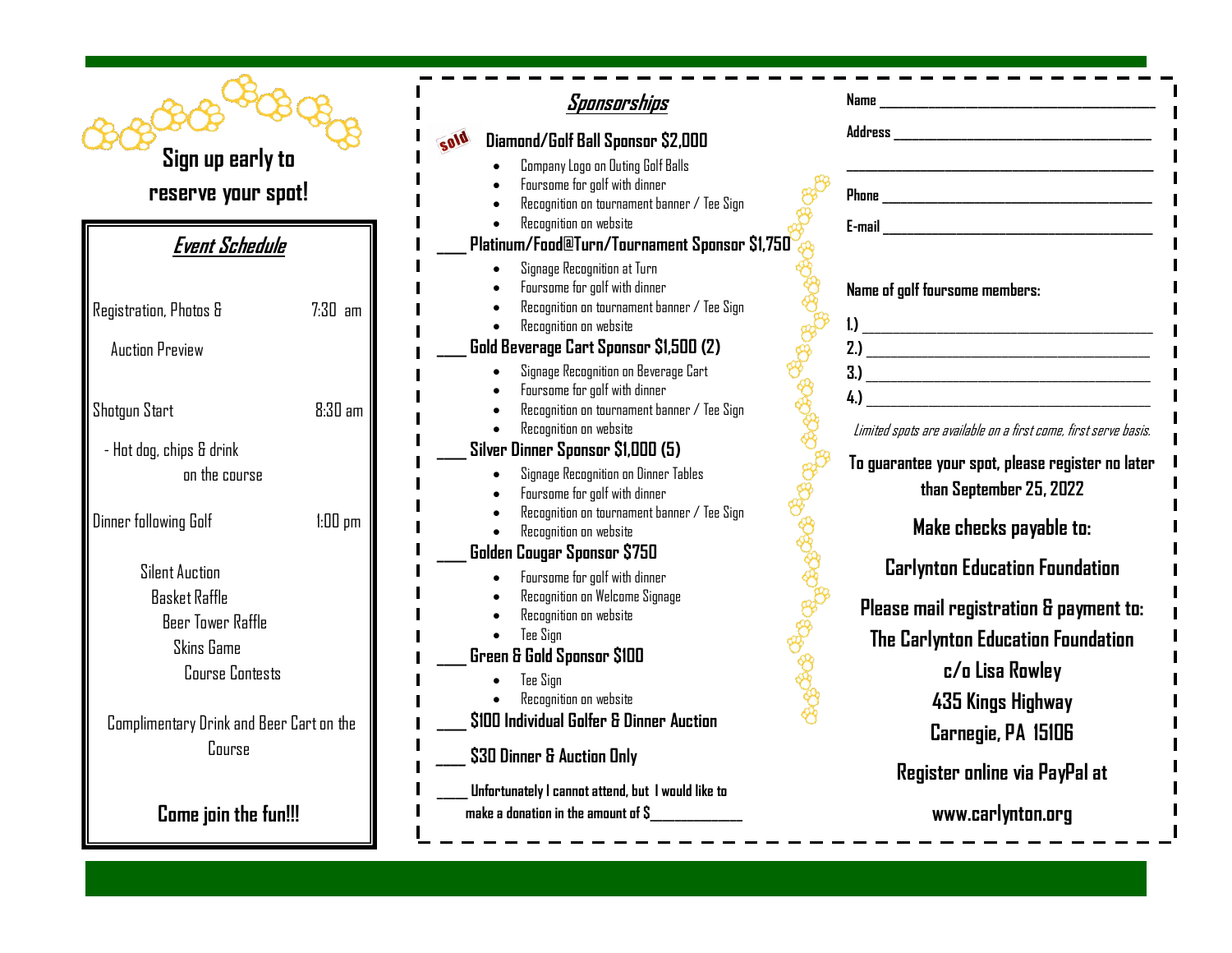Sign up early to reserve your spot!

## *Event Schedule*

Registration, Photos & Auction Preview — 7:30 am

Shotgun Start — 8:30 am

- Hot dog, chips & drink on the course

Dinner following Golf — 1:00 pm

Silent Auction

Basket Raffle

Beer Tower Raffle

Skins Game

Course Contests

Complimentary Drink and Beer Cart on the Course

**Come join the fun!!!**

## *Sponsorships*

sold **Diamond/Golf Ball Sponsor $2,000**

- Company Logo on Outing Golf Balls
- Foursome for golf with dinner
- Recognition on tournament banner / Tee Sign
- Recognition on website

____ **Platinum/Food@Turn/Tournament Sponsor $1,750**

- Signage Recognition at Turn
- Foursome for golf with dinner
- Recognition on tournament banner / Tee Sign
- Recognition on website

____ **Gold Beverage Cart Sponsor $1,500 (2)**

- Signage Recognition on Beverage Cart
- Foursome for golf with dinner
- Recognition on tournament banner / Tee Sign
- Recognition on website

____ **Silver Dinner Sponsor $1,000 (5)**

- Signage Recognition on Dinner Tables
- Foursome for golf with dinner
- Recognition on tournament banner / Tee Sign
- Recognition on website

____ **Golden Cougar Sponsor $750**

- Foursome for golf with dinner
- Recognition on Welcome Signage
- Recognition on website
- Tee Sign

____ **Green & Gold Sponsor $100**

- Tee Sign
- Recognition on website

____ **$100 Individual Golfer & Dinner Auction**

____ **$30 Dinner & Auction Only**

____ **Unfortunately I cannot attend, but I would like to make a donation in the amount of $______________**

**Name** ________________________________________

**Address** ________________________________________

________________________________________

**Phone** ________________________________________

**E-mail** ________________________________________

**Name of golf foursome members:**

**1.)** ________________________________________

**2.)** ________________________________________

**3.)** ________________________________________

**4.)** ________________________________________

*Limited spots are available on a first come, first serve basis.*

**To guarantee your spot, please register no later than September 25, 2022**

**Make checks payable to:**

**Carlynton Education Foundation**

**Please mail registration & payment to:**

**The Carlynton Education Foundation**

**c/o Lisa Rowley**

**435 Kings Highway**

**Carnegie, PA 15106**

**Register online via PayPal at**

**www.carlynton.org**